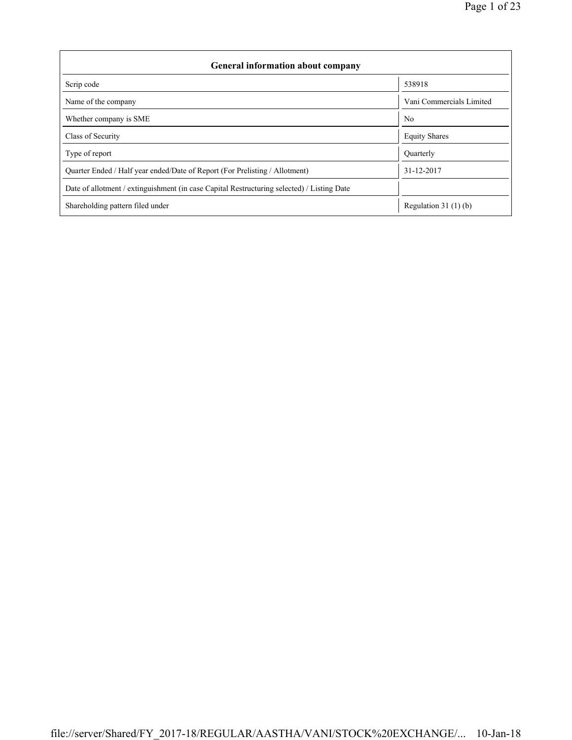| General information about company | |
|---|---|
| Scrip code | 538918 |
| Name of the company | Vani Commercials Limited |
| Whether company is SME | No |
| Class of Security | Equity Shares |
| Type of report | Quarterly |
| Quarter Ended / Half year ended/Date of Report (For Prelisting / Allotment) | 31-12-2017 |
| Date of allotment / extinguishment (in case Capital Restructuring selected) / Listing Date | |
| Shareholding pattern filed under | Regulation 31 (1) (b) |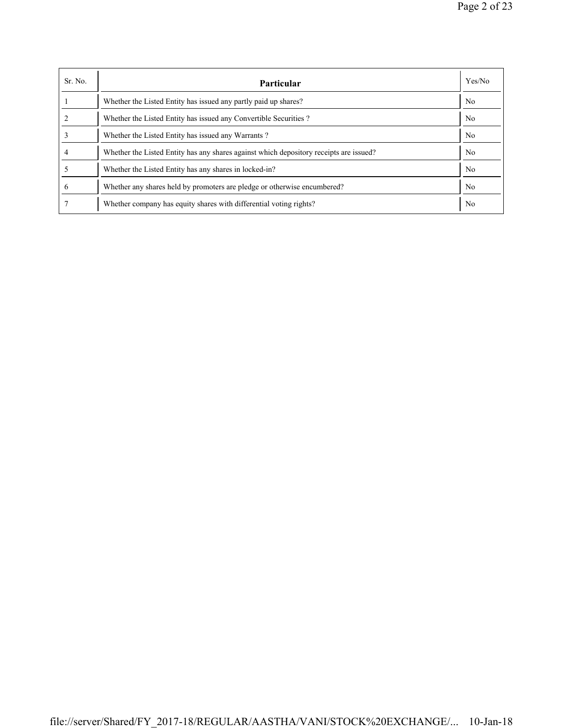| Sr. No. | Particular | Yes/No |
|---|---|---|
| 1 | Whether the Listed Entity has issued any partly paid up shares? | No |
| 2 | Whether the Listed Entity has issued any Convertible Securities ? | No |
| 3 | Whether the Listed Entity has issued any Warrants ? | No |
| 4 | Whether the Listed Entity has any shares against which depository receipts are issued? | No |
| 5 | Whether the Listed Entity has any shares in locked-in? | No |
| 6 | Whether any shares held by promoters are pledge or otherwise encumbered? | No |
| 7 | Whether company has equity shares with differential voting rights? | No |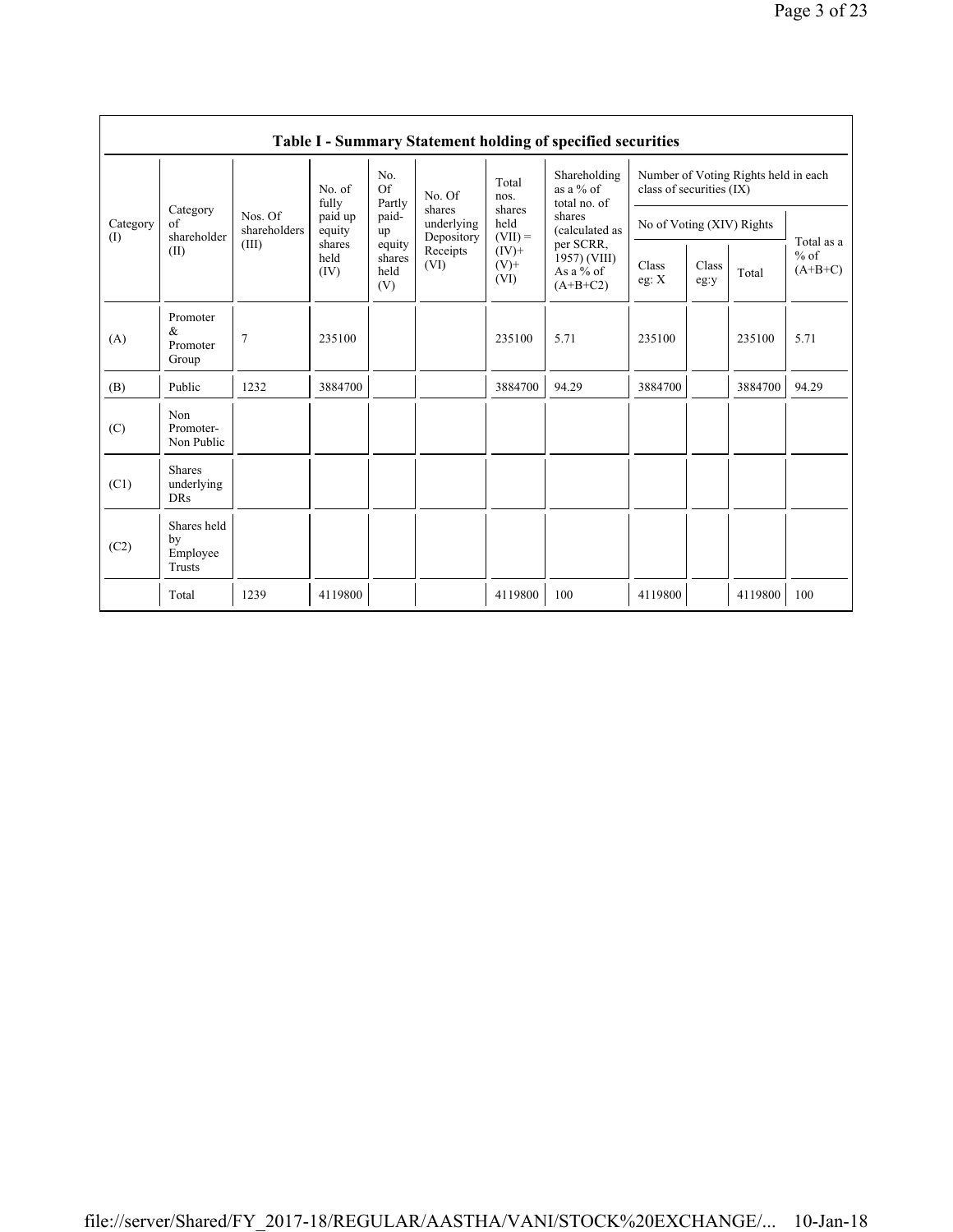## Table I - Summary Statement holding of specified securities

| Category (I) | Category of shareholder (II) | Nos. Of shareholders (III) | No. of fully paid up equity shares held (IV) | No. Of Partly paid-up equity shares held (V) | No. Of shares underlying Depository Receipts (VI) | Total nos. shares held (VII) = (IV)+ (V)+ (VI) | Shareholding as a % of total no. of shares (calculated as per SCRR, 1957) (VIII) As a % of (A+B+C2) | Number of Voting Rights held in each class of securities (IX) | | | |
|---|---|---|---|---|---|---|---|---|---|---|---|
| | | | | | | | | No of Voting (XIV) Rights | | | Total as a % of (A+B+C) |
| | | | | | | | | Class eg: X | Class eg:y | Total | |
| (A) | Promoter & Promoter Group | 7 | 235100 | | | 235100 | 5.71 | 235100 | | 235100 | 5.71 |
| (B) | Public | 1232 | 3884700 | | | 3884700 | 94.29 | 3884700 | | 3884700 | 94.29 |
| (C) | Non Promoter- Non Public | | | | | | | | | | |
| (C1) | Shares underlying DRs | | | | | | | | | | |
| (C2) | Shares held by Employee Trusts | | | | | | | | | | |
| | Total | 1239 | 4119800 | | | 4119800 | 100 | 4119800 | | 4119800 | 100 |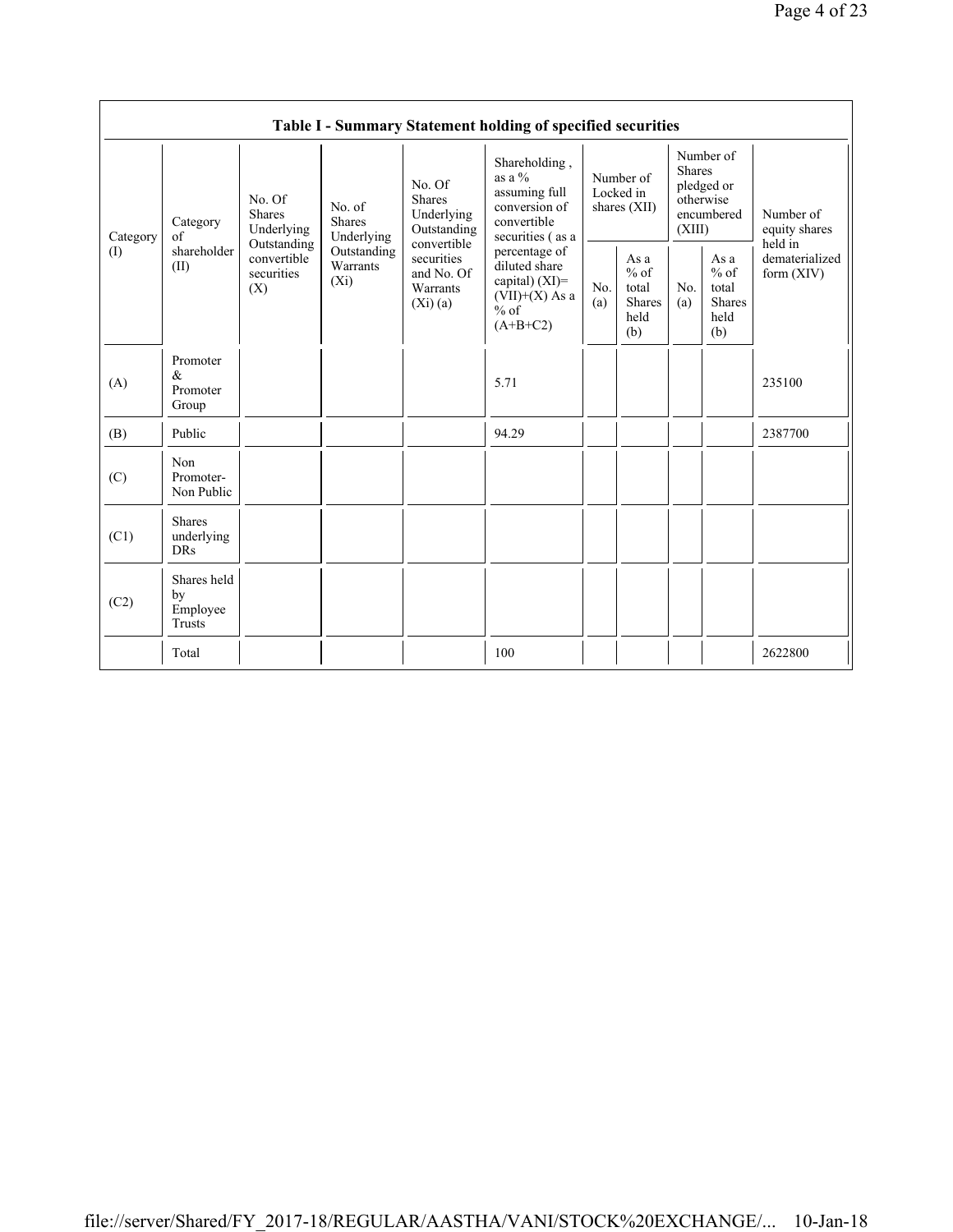| Table I - Summary Statement holding of specified securities | | | | | | | | | | | |
|---|---|---|---|---|---|---|---|---|---|---|---|
| Category (I) | Category of shareholder (II) | No. Of Shares Underlying Outstanding convertible securities (X) | No. of Shares Underlying Outstanding Warrants (Xi) | No. Of Shares Underlying Outstanding convertible securities and No. Of Warrants (Xi) (a) | Shareholding , as a % assuming full conversion of convertible securities ( as a percentage of diluted share capital) (XI)= (VII)+(X) As a % of (A+B+C2) | Number of Locked in shares (XII) | | Number of Shares pledged or otherwise encumbered (XIII) | | Number of equity shares held in dematerialized form (XIV) |
| | | | | | | No. (a) | As a % of total Shares held (b) | No. (a) | As a % of total Shares held (b) | |
| (A) | Promoter & Promoter Group | | | | 5.71 | | | | | 235100 |
| (B) | Public | | | | 94.29 | | | | | 2387700 |
| (C) | Non Promoter- Non Public | | | | | | | | | |
| (C1) | Shares underlying DRs | | | | | | | | | |
| (C2) | Shares held by Employee Trusts | | | | | | | | | |
| | Total | | | | 100 | | | | | 2622800 |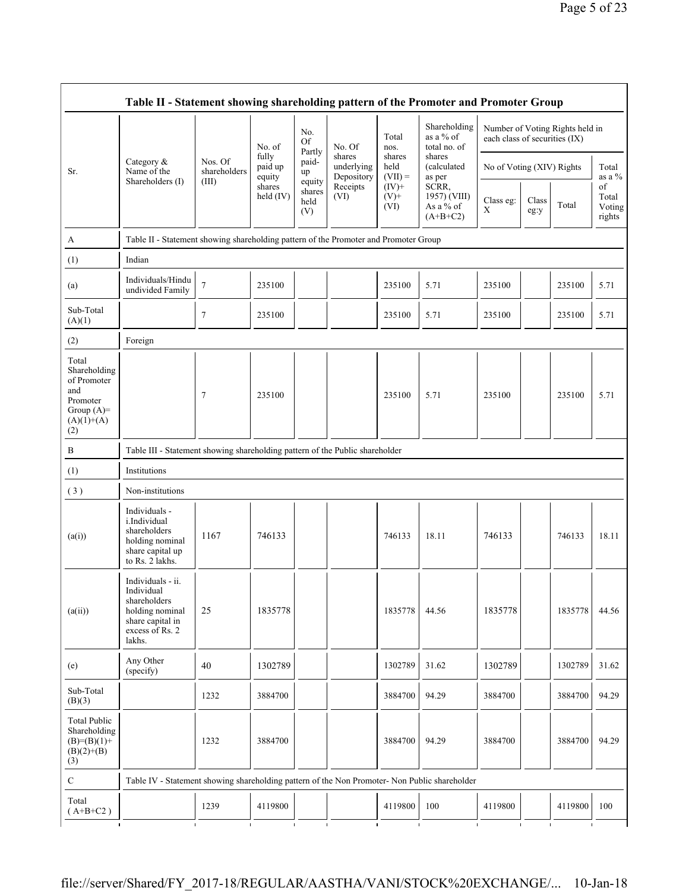| Table II - Statement showing shareholding pattern of the Promoter and Promoter Group | | | | | | | | | | | | |
|---|---|---|---|---|---|---|---|---|---|---|---|---|
| Sr. | Category & Name of the Shareholders (I) | Nos. Of shareholders (III) | No. of fully paid up equity shares held (IV) | No. Of Partly paid-up equity shares held (V) | No. Of shares underlying Depository Receipts (VI) | Total nos. shares held (VII) = (IV)+ (V)+ (VI) | Shareholding as a % of total no. of shares (calculated as per SCRR, 1957) (VIII) As a % of (A+B+C2) | Number of Voting Rights held in each class of securities (IX) | | | |
| | | | | | | | | No of Voting (XIV) Rights | | | Total as a % of Total Voting rights |
| | | | | | | | | Class eg: X | Class eg:y | Total | |
| A | Table II - Statement showing shareholding pattern of the Promoter and Promoter Group | | | | | | | | | | |
| (1) | Indian | | | | | | | | | | |
| (a) | Individuals/Hindu undivided Family | 7 | 235100 | | | 235100 | 5.71 | 235100 | | 235100 | 5.71 |
| Sub-Total (A)(1) | | 7 | 235100 | | | 235100 | 5.71 | 235100 | | 235100 | 5.71 |
| (2) | Foreign | | | | | | | | | | |
| Total Shareholding of Promoter and Promoter Group (A)=(A)(1)+(A)(2) | | 7 | 235100 | | | 235100 | 5.71 | 235100 | | 235100 | 5.71 |
| B | Table III - Statement showing shareholding pattern of the Public shareholder | | | | | | | | | | |
| (1) | Institutions | | | | | | | | | | |
| (3) | Non-institutions | | | | | | | | | | |
| (a(i)) | Individuals - i.Individual shareholders holding nominal share capital up to Rs. 2 lakhs. | 1167 | 746133 | | | 746133 | 18.11 | 746133 | | 746133 | 18.11 |
| (a(ii)) | Individuals - ii. Individual shareholders holding nominal share capital in excess of Rs. 2 lakhs. | 25 | 1835778 | | | 1835778 | 44.56 | 1835778 | | 1835778 | 44.56 |
| (e) | Any Other (specify) | 40 | 1302789 | | | 1302789 | 31.62 | 1302789 | | 1302789 | 31.62 |
| Sub-Total (B)(3) | | 1232 | 3884700 | | | 3884700 | 94.29 | 3884700 | | 3884700 | 94.29 |
| Total Public Shareholding (B)=(B)(1)+(B)(2)+(B)(3) | | 1232 | 3884700 | | | 3884700 | 94.29 | 3884700 | | 3884700 | 94.29 |
| C | Table IV - Statement showing shareholding pattern of the Non Promoter- Non Public shareholder | | | | | | | | | | |
| Total ( A+B+C2 ) | | 1239 | 4119800 | | | 4119800 | 100 | 4119800 | | 4119800 | 100 |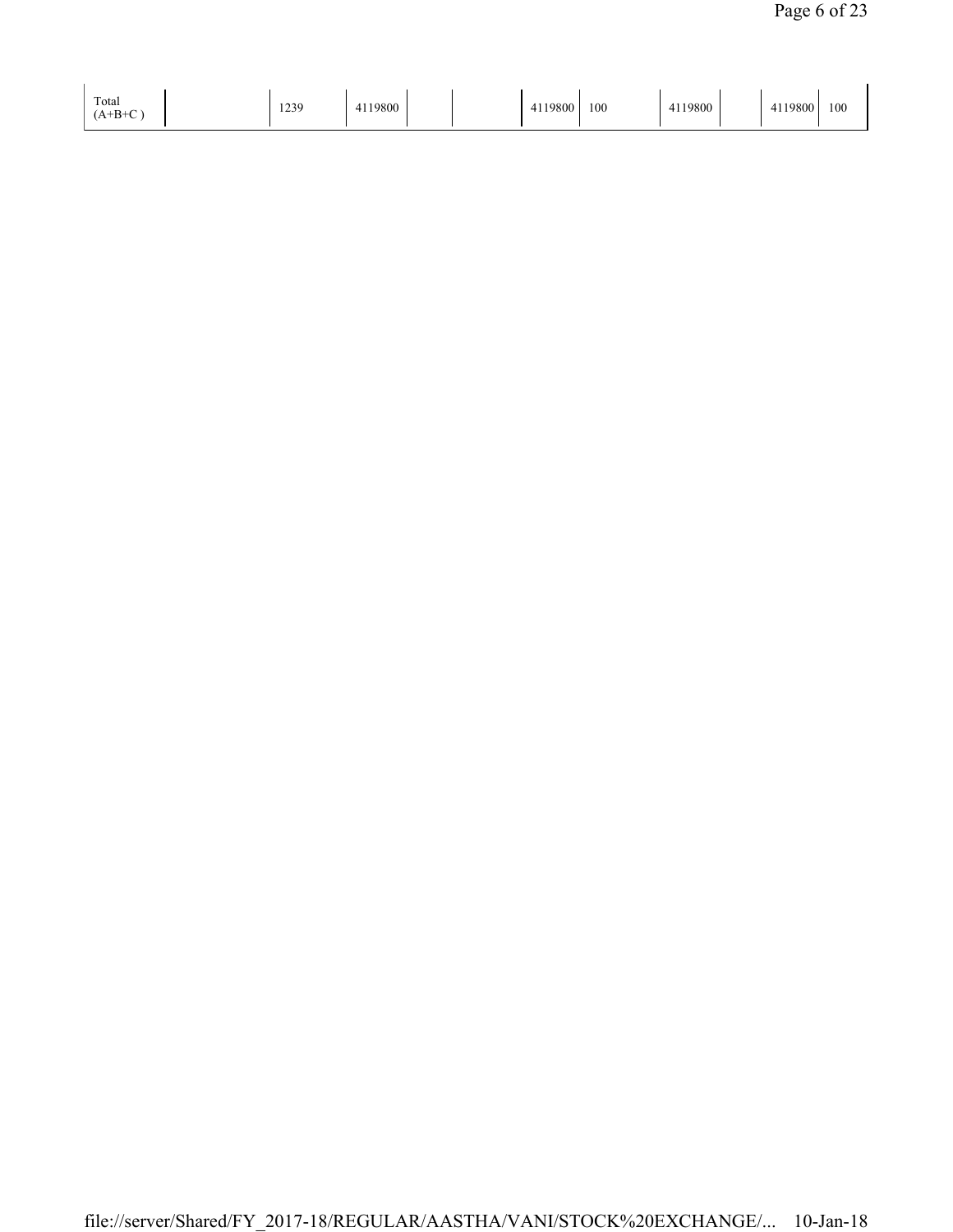| Total (A+B+C ) |  | 1239 | 4119800 |  |  | 4119800 | 100 | 4119800 |  | 4119800 | 100 |
|---|---|---|---|---|---|---|---|---|---|---|---|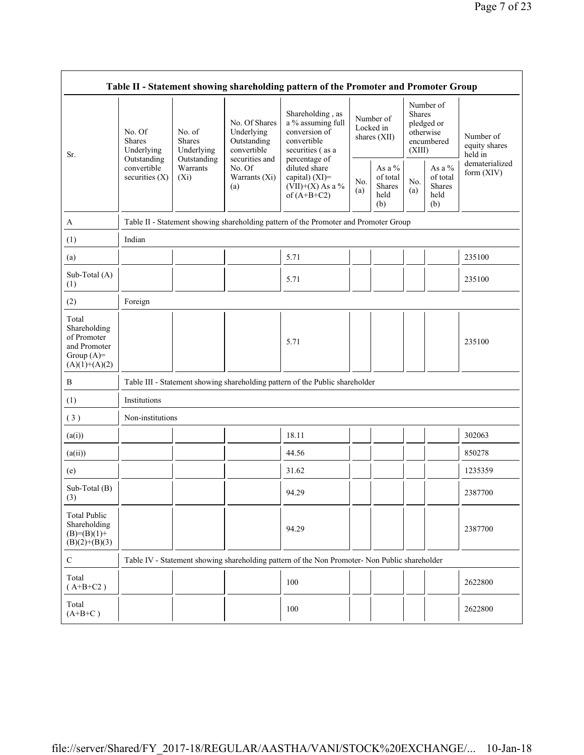| Table II - Statement showing shareholding pattern of the Promoter and Promoter Group | | | | | | | | | |
|---|---|---|---|---|---|---|---|---|---|
| Sr. | No. Of Shares Underlying Outstanding convertible securities (X) | No. of Shares Underlying Outstanding Warrants (Xi) | No. Of Shares Underlying Outstanding convertible securities and No. Of Warrants (Xi) (a) | Shareholding , as a % assuming full conversion of convertible securities ( as a percentage of diluted share capital) (XI)= (VII)+(X) As a % of (A+B+C2) | Number of Locked in shares (XII) | | Number of Shares pledged or otherwise encumbered (XIII) | | Number of equity shares held in dematerialized form (XIV) |
| | | | | | No. (a) | As a % of total Shares held (b) | No. (a) | As a % of total Shares held (b) | |
| A | Table II - Statement showing shareholding pattern of the Promoter and Promoter Group | | | | | | | | |
| (1) | Indian | | | | | | | | |
| (a) | | | | 5.71 | | | | | 235100 |
| Sub-Total (A) (1) | | | | 5.71 | | | | | 235100 |
| (2) | Foreign | | | | | | | | |
| Total Shareholding of Promoter and Promoter Group (A)= (A)(1)+(A)(2) | | | | 5.71 | | | | | 235100 |
| B | Table III - Statement showing shareholding pattern of the Public shareholder | | | | | | | | |
| (1) | Institutions | | | | | | | | |
| ( 3 ) | Non-institutions | | | | | | | | |
| (a(i)) | | | | 18.11 | | | | | 302063 |
| (a(ii)) | | | | 44.56 | | | | | 850278 |
| (e) | | | | 31.62 | | | | | 1235359 |
| Sub-Total (B) (3) | | | | 94.29 | | | | | 2387700 |
| Total Public Shareholding (B)=(B)(1)+ (B)(2)+(B)(3) | | | | 94.29 | | | | | 2387700 |
| C | Table IV - Statement showing shareholding pattern of the Non Promoter- Non Public shareholder | | | | | | | | |
| Total ( A+B+C2 ) | | | | 100 | | | | | 2622800 |
| Total (A+B+C ) | | | | 100 | | | | | 2622800 |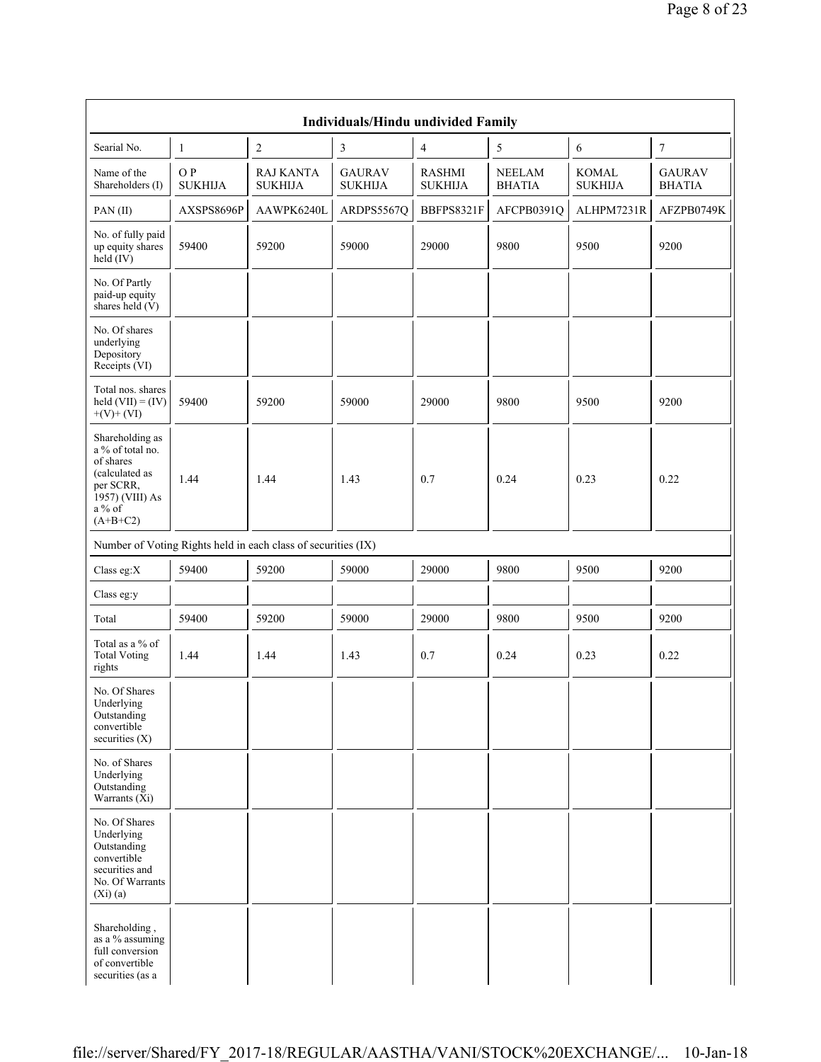| Individuals/Hindu undivided Family | | | | | | | |
|---|---|---|---|---|---|---|---|
| Searial No. | 1 | 2 | 3 | 4 | 5 | 6 | 7 |
| Name of the Shareholders (I) | O P SUKHIJA | RAJ KANTA SUKHIJA | GAURAV SUKHIJA | RASHMI SUKHIJA | NEELAM BHATIA | KOMAL SUKHIJA | GAURAV BHATIA |
| PAN (II) | AXSPS8696P | AAWPK6240L | ARDPS5567Q | BBFPS8321F | AFCPB0391Q | ALHPM7231R | AFZPB0749K |
| No. of fully paid up equity shares held (IV) | 59400 | 59200 | 59000 | 29000 | 9800 | 9500 | 9200 |
| No. Of Partly paid-up equity shares held (V) | | | | | | | |
| No. Of shares underlying Depository Receipts (VI) | | | | | | | |
| Total nos. shares held (VII) = (IV)+(V)+ (VI) | 59400 | 59200 | 59000 | 29000 | 9800 | 9500 | 9200 |
| Shareholding as a % of total no. of shares (calculated as per SCRR, 1957) (VIII) As a % of (A+B+C2) | 1.44 | 1.44 | 1.43 | 0.7 | 0.24 | 0.23 | 0.22 |
| Number of Voting Rights held in each class of securities (IX) | | | | | | | |
| Class eg:X | 59400 | 59200 | 59000 | 29000 | 9800 | 9500 | 9200 |
| Class eg:y | | | | | | | |
| Total | 59400 | 59200 | 59000 | 29000 | 9800 | 9500 | 9200 |
| Total as a % of Total Voting rights | 1.44 | 1.44 | 1.43 | 0.7 | 0.24 | 0.23 | 0.22 |
| No. Of Shares Underlying Outstanding convertible securities (X) | | | | | | | |
| No. of Shares Underlying Outstanding Warrants (Xi) | | | | | | | |
| No. Of Shares Underlying Outstanding convertible securities and No. Of Warrants (Xi) (a) | | | | | | | |
| Shareholding , as a % assuming full conversion of convertible securities (as a | | | | | | | |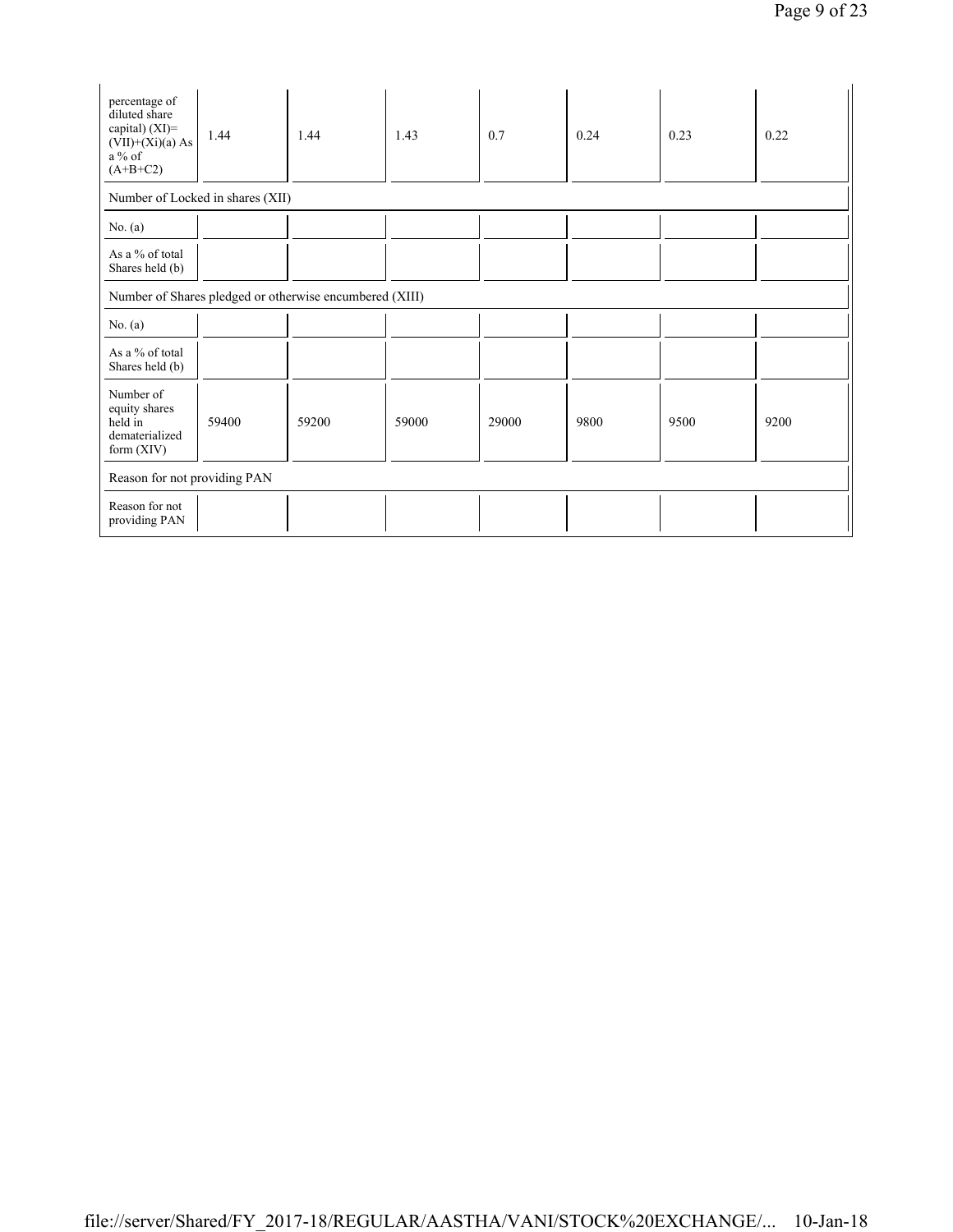| percentage of diluted share capital) (XI)= (VII)+(Xi)(a) As a % of (A+B+C2) | 1.44 | 1.44 | 1.43 | 0.7 | 0.24 | 0.23 | 0.22 |
|---|---|---|---|---|---|---|---|
| Number of Locked in shares (XII) | | | | | | | |
| No. (a) | | | | | | | |
| As a % of total Shares held (b) | | | | | | | |
| Number of Shares pledged or otherwise encumbered (XIII) | | | | | | | |
| No. (a) | | | | | | | |
| As a % of total Shares held (b) | | | | | | | |
| Number of equity shares held in dematerialized form (XIV) | 59400 | 59200 | 59000 | 29000 | 9800 | 9500 | 9200 |
| Reason for not providing PAN | | | | | | | |
| Reason for not providing PAN | | | | | | | |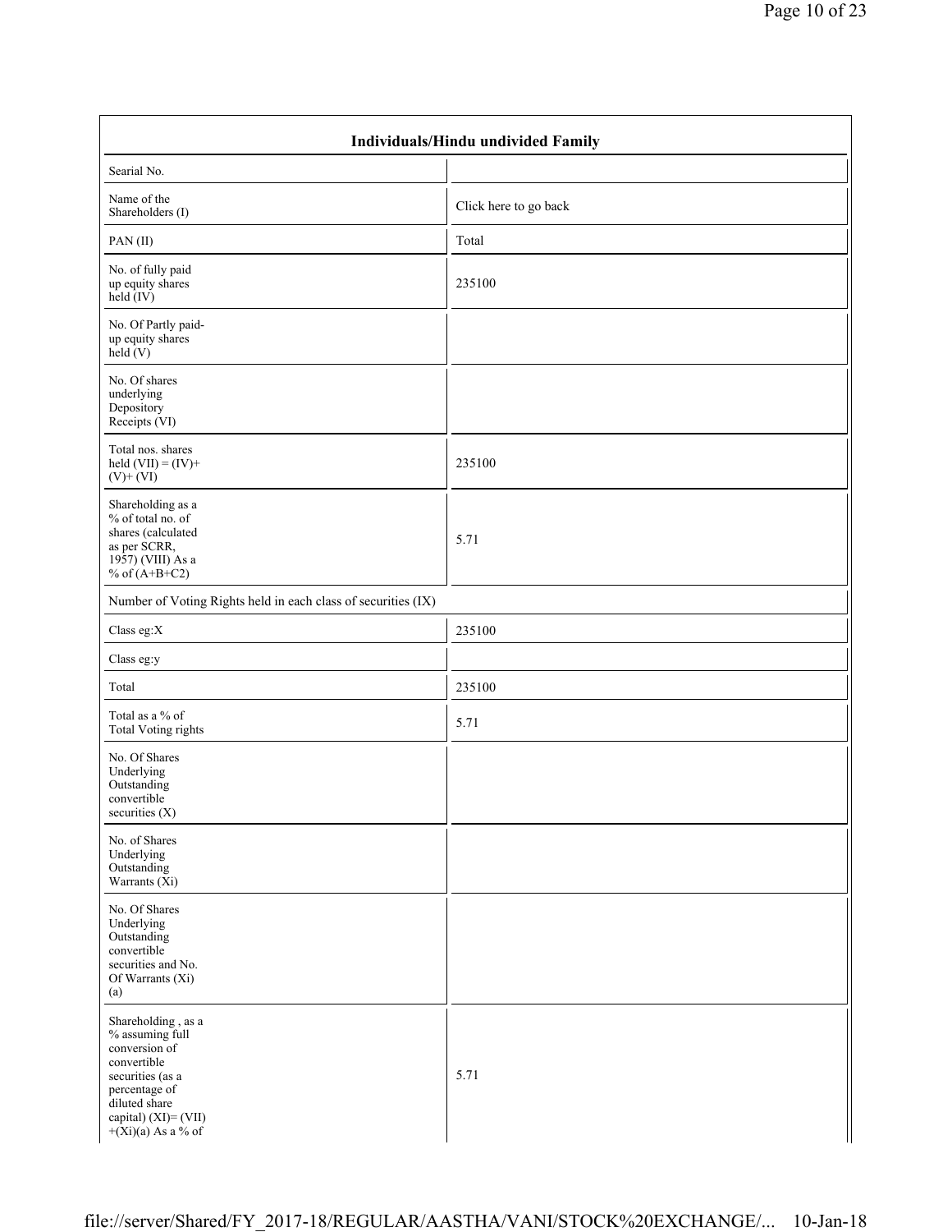| Individuals/Hindu undivided Family | |
|---|---|
| Searial No. | |
| Name of the Shareholders (I) | Click here to go back |
| PAN (II) | Total |
| No. of fully paid up equity shares held (IV) | 235100 |
| No. Of Partly paid-up equity shares held (V) | |
| No. Of shares underlying Depository Receipts (VI) | |
| Total nos. shares held (VII) = (IV)+(V)+ (VI) | 235100 |
| Shareholding as a % of total no. of shares (calculated as per SCRR, 1957) (VIII) As a % of (A+B+C2) | 5.71 |
| Number of Voting Rights held in each class of securities (IX) | |
| Class eg:X | 235100 |
| Class eg:y | |
| Total | 235100 |
| Total as a % of Total Voting rights | 5.71 |
| No. Of Shares Underlying Outstanding convertible securities (X) | |
| No. of Shares Underlying Outstanding Warrants (Xi) | |
| No. Of Shares Underlying Outstanding convertible securities and No. Of Warrants (Xi) (a) | |
| Shareholding , as a % assuming full conversion of convertible securities (as a percentage of diluted share capital) (XI)= (VII)+(Xi)(a) As a % of | 5.71 |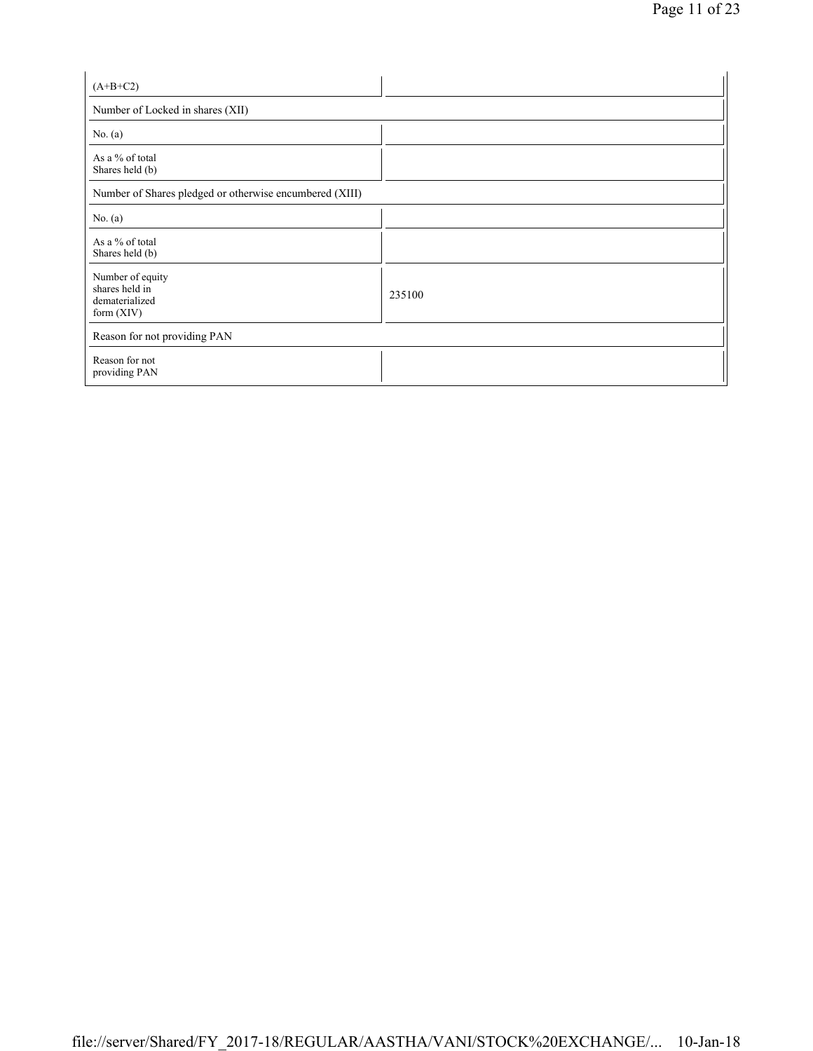| (A+B+C2) | |
|---|---|
| Number of Locked in shares (XII) | |
| No. (a) | |
| As a % of total Shares held (b) | |
| Number of Shares pledged or otherwise encumbered (XIII) | |
| No. (a) | |
| As a % of total Shares held (b) | |
| Number of equity shares held in dematerialized form (XIV) | 235100 |
| Reason for not providing PAN | |
| Reason for not providing PAN | |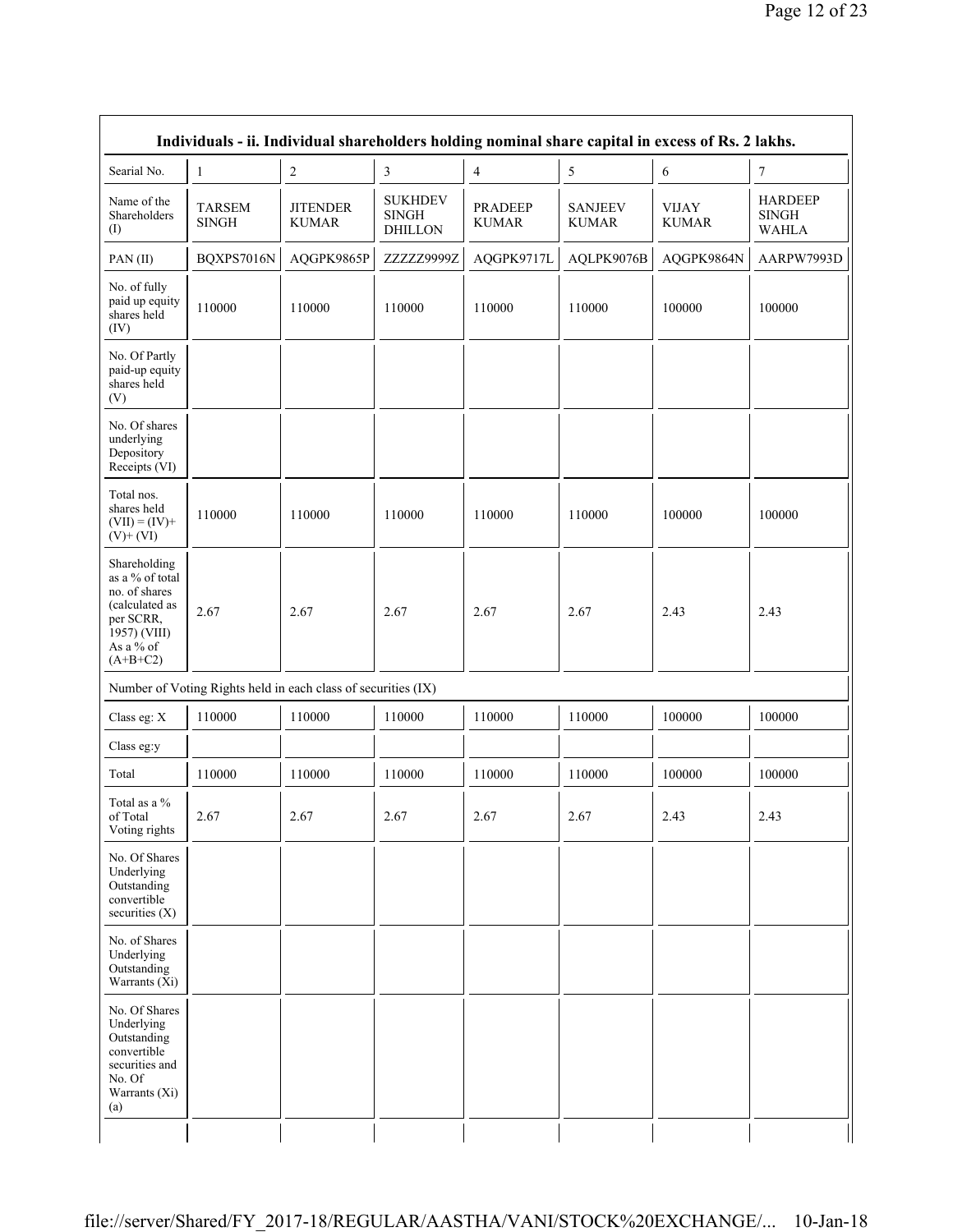| Individuals - ii. Individual shareholders holding nominal share capital in excess of Rs. 2 lakhs. | | | | | | | |
|---|---|---|---|---|---|---|---|
| Searial No. | 1 | 2 | 3 | 4 | 5 | 6 | 7 |
| Name of the Shareholders (I) | TARSEM SINGH | JITENDER KUMAR | SUKHDEV SINGH DHILLON | PRADEEP KUMAR | SANJEEV KUMAR | VIJAY KUMAR | HARDEEP SINGH WAHLA |
| PAN (II) | BQXPS7016N | AQGPK9865P | ZZZZZ9999Z | AQGPK9717L | AQLPK9076B | AQGPK9864N | AARPW7993D |
| No. of fully paid up equity shares held (IV) | 110000 | 110000 | 110000 | 110000 | 110000 | 100000 | 100000 |
| No. Of Partly paid-up equity shares held (V) | | | | | | | |
| No. Of shares underlying Depository Receipts (VI) | | | | | | | |
| Total nos. shares held (VII) = (IV)+ (V)+ (VI) | 110000 | 110000 | 110000 | 110000 | 110000 | 100000 | 100000 |
| Shareholding as a % of total no. of shares (calculated as per SCRR, 1957) (VIII) As a % of (A+B+C2) | 2.67 | 2.67 | 2.67 | 2.67 | 2.67 | 2.43 | 2.43 |
| Number of Voting Rights held in each class of securities (IX) | | | | | | | |
| Class eg: X | 110000 | 110000 | 110000 | 110000 | 110000 | 100000 | 100000 |
| Class eg:y | | | | | | | |
| Total | 110000 | 110000 | 110000 | 110000 | 110000 | 100000 | 100000 |
| Total as a % of Total Voting rights | 2.67 | 2.67 | 2.67 | 2.67 | 2.67 | 2.43 | 2.43 |
| No. Of Shares Underlying Outstanding convertible securities (X) | | | | | | | |
| No. of Shares Underlying Outstanding Warrants (Xi) | | | | | | | |
| No. Of Shares Underlying Outstanding convertible securities and No. Of Warrants (Xi) (a) | | | | | | | |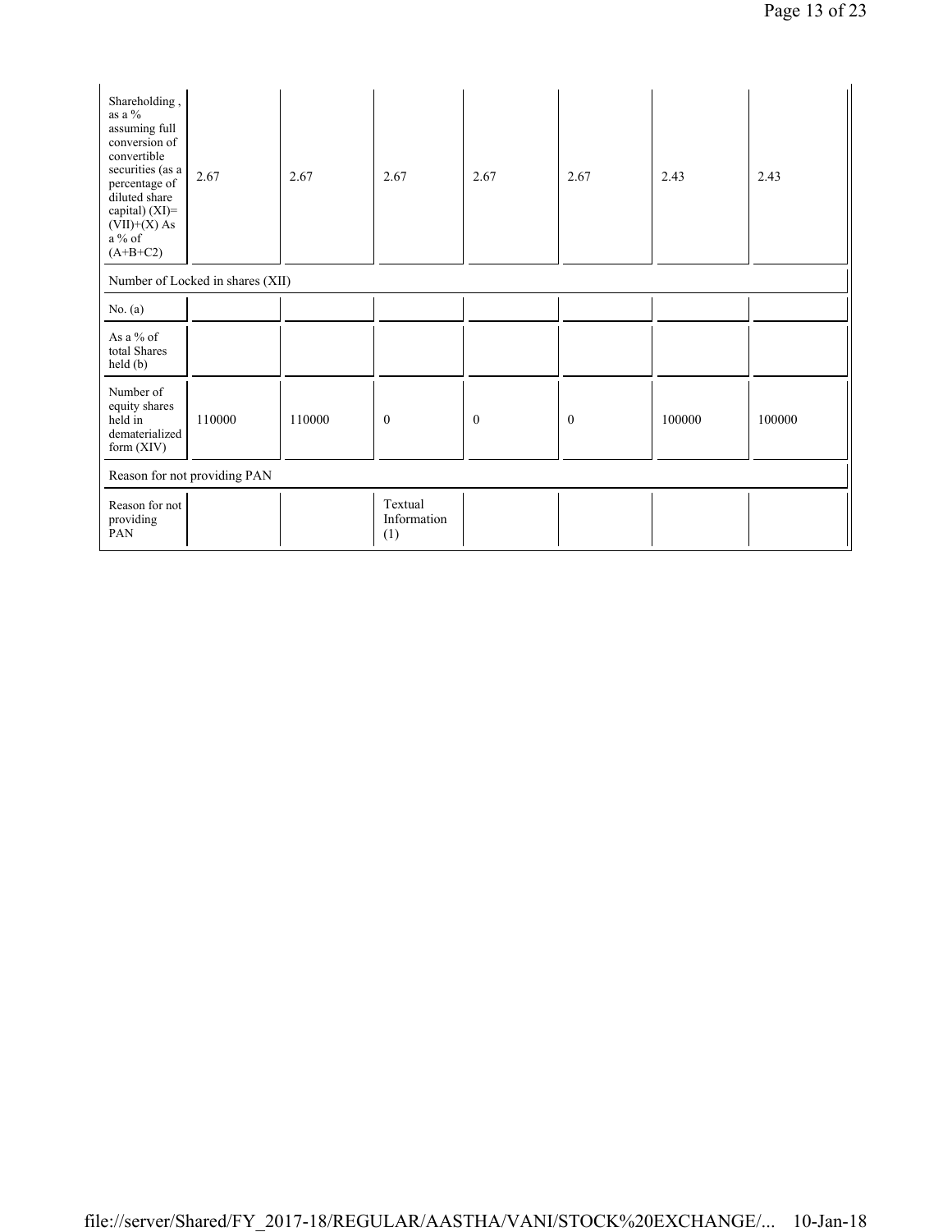| | | | | | | | |
|---|---|---|---|---|---|---|---|
| Shareholding , as a % assuming full conversion of convertible securities (as a percentage of diluted share capital) (XI)= (VII)+(X) As a % of (A+B+C2) | 2.67 | 2.67 | 2.67 | 2.67 | 2.67 | 2.43 | 2.43 |
| Number of Locked in shares (XII) | | | | | | | |
| No. (a) | | | | | | | |
| As a % of total Shares held (b) | | | | | | | |
| Number of equity shares held in dematerialized form (XIV) | 110000 | 110000 | 0 | 0 | 0 | 100000 | 100000 |
| Reason for not providing PAN | | | | | | | |
| Reason for not providing PAN | | | Textual Information (1) | | | | |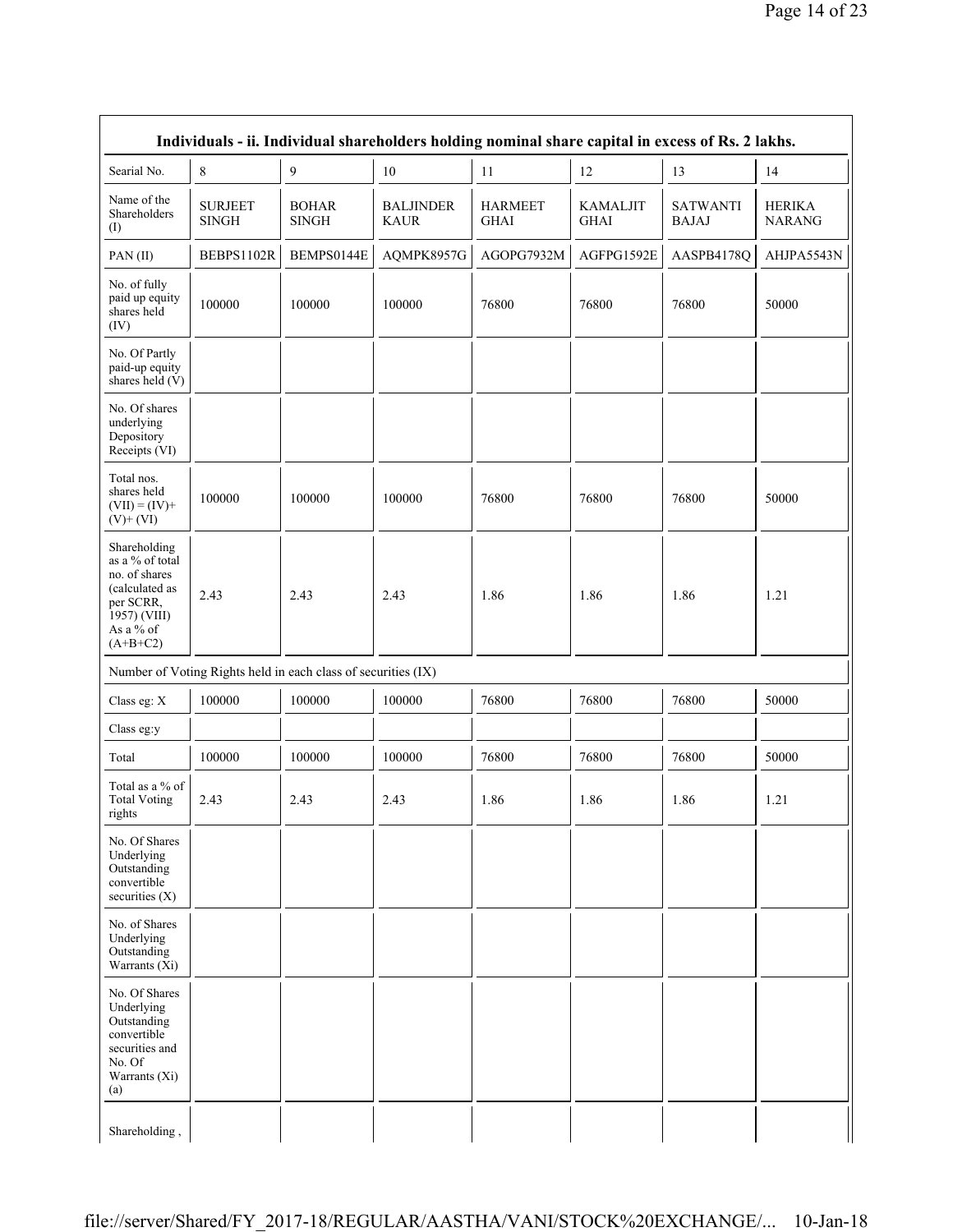| Individuals - ii. Individual shareholders holding nominal share capital in excess of Rs. 2 lakhs. | | | | | | | |
|---|---|---|---|---|---|---|---|
| Searial No. | 8 | 9 | 10 | 11 | 12 | 13 | 14 |
| Name of the Shareholders (I) | SURJEET SINGH | BOHAR SINGH | BALJINDER KAUR | HARMEET GHAI | KAMALJIT GHAI | SATWANTI BAJAJ | HERIKA NARANG |
| PAN (II) | BEBPS1102R | BEMPS0144E | AQMPK8957G | AGOPG7932M | AGFPG1592E | AASPB4178Q | AHJPA5543N |
| No. of fully paid up equity shares held (IV) | 100000 | 100000 | 100000 | 76800 | 76800 | 76800 | 50000 |
| No. Of Partly paid-up equity shares held (V) | | | | | | | |
| No. Of shares underlying Depository Receipts (VI) | | | | | | | |
| Total nos. shares held (VII) = (IV)+ (V)+ (VI) | 100000 | 100000 | 100000 | 76800 | 76800 | 76800 | 50000 |
| Shareholding as a % of total no. of shares (calculated as per SCRR, 1957) (VIII) As a % of (A+B+C2) | 2.43 | 2.43 | 2.43 | 1.86 | 1.86 | 1.86 | 1.21 |
| Number of Voting Rights held in each class of securities (IX) | | | | | | | |
| Class eg: X | 100000 | 100000 | 100000 | 76800 | 76800 | 76800 | 50000 |
| Class eg:y | | | | | | | |
| Total | 100000 | 100000 | 100000 | 76800 | 76800 | 76800 | 50000 |
| Total as a % of Total Voting rights | 2.43 | 2.43 | 2.43 | 1.86 | 1.86 | 1.86 | 1.21 |
| No. Of Shares Underlying Outstanding convertible securities (X) | | | | | | | |
| No. of Shares Underlying Outstanding Warrants (Xi) | | | | | | | |
| No. Of Shares Underlying Outstanding convertible securities and No. Of Warrants (Xi) (a) | | | | | | | |
| Shareholding , | | | | | | | |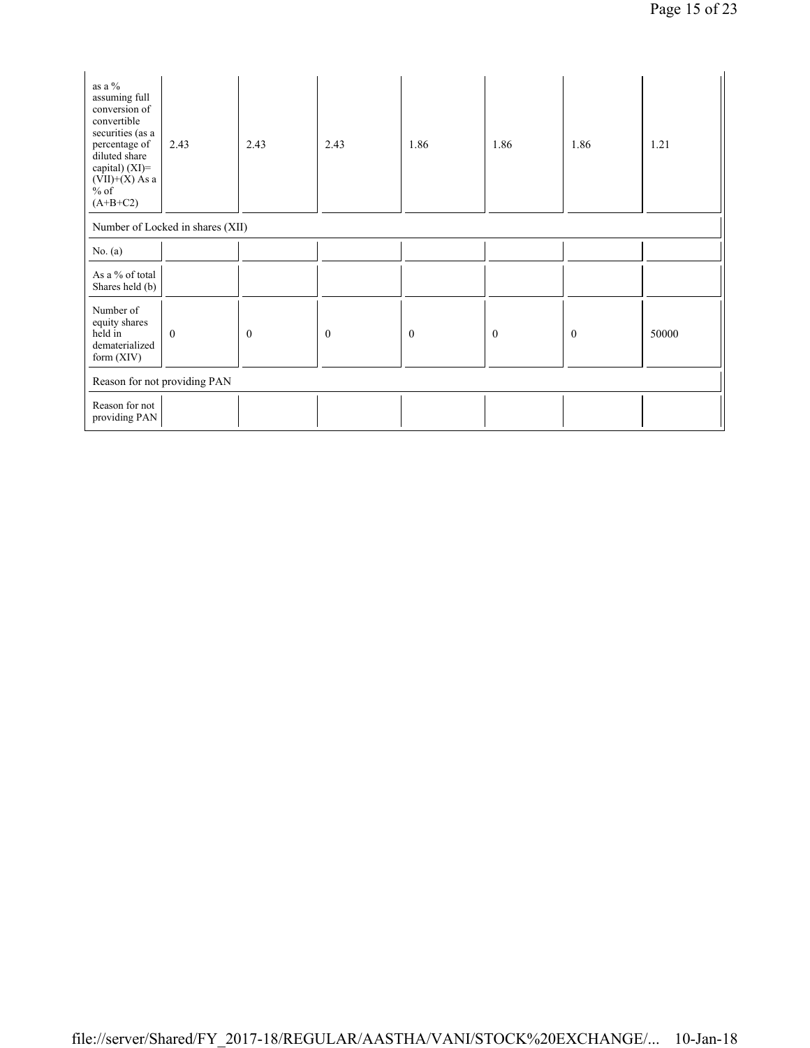| | | | | | | | |
|---|---|---|---|---|---|---|---|
| as a % assuming full conversion of convertible securities (as a percentage of diluted share capital) (XI)= (VII)+(X) As a % of (A+B+C2) | 2.43 | 2.43 | 2.43 | 1.86 | 1.86 | 1.86 | 1.21 |
| Number of Locked in shares (XII) | | | | | | | |
| No. (a) | | | | | | | |
| As a % of total Shares held (b) | | | | | | | |
| Number of equity shares held in dematerialized form (XIV) | 0 | 0 | 0 | 0 | 0 | 0 | 50000 |
| Reason for not providing PAN | | | | | | | |
| Reason for not providing PAN | | | | | | | |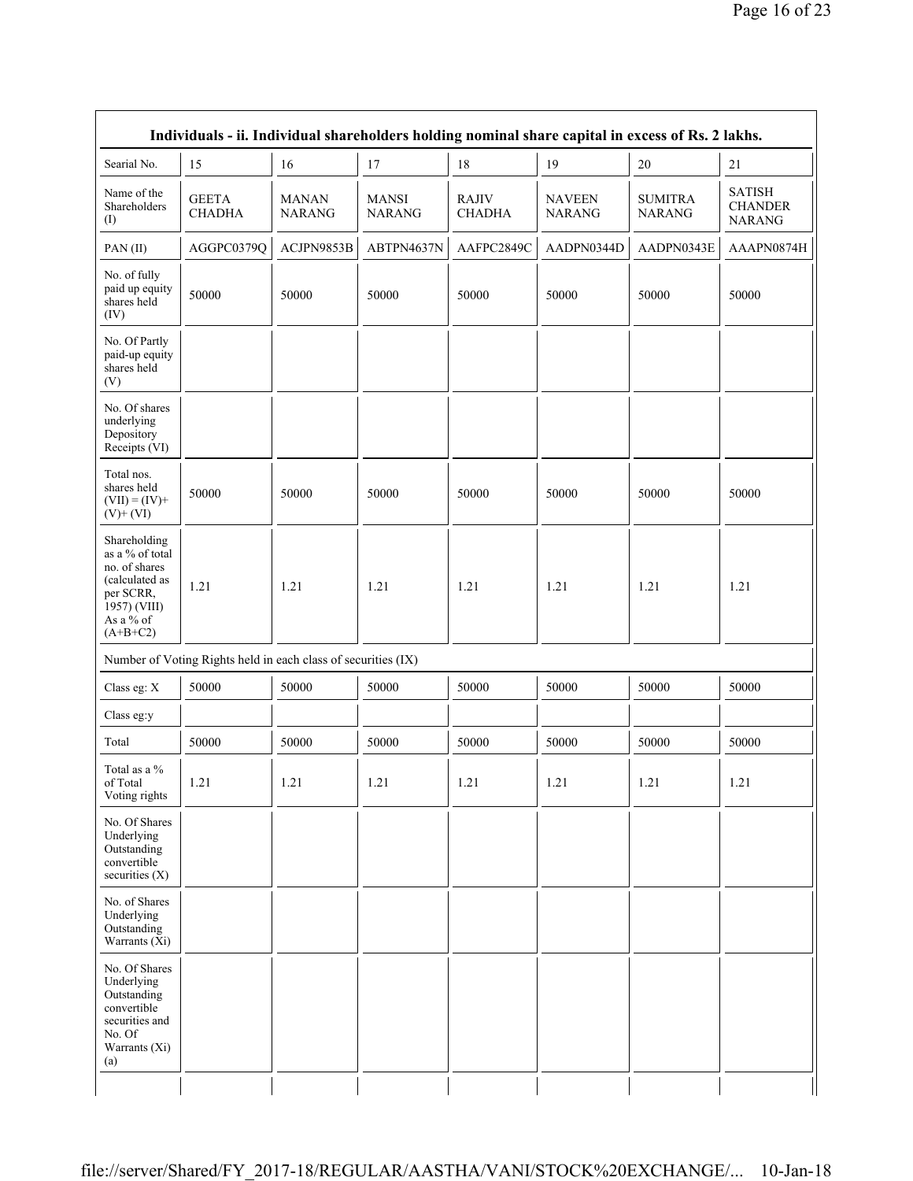| Individuals - ii. Individual shareholders holding nominal share capital in excess of Rs. 2 lakhs. | | | | | | | |
|---|---|---|---|---|---|---|---|
| Searial No. | 15 | 16 | 17 | 18 | 19 | 20 | 21 |
| Name of the Shareholders (I) | GEETA CHADHA | MANAN NARANG | MANSI NARANG | RAJIV CHADHA | NAVEEN NARANG | SUMITRA NARANG | SATISH CHANDER NARANG |
| PAN (II) | AGGPC0379Q | ACJPN9853B | ABTPN4637N | AAFPC2849C | AADPN0344D | AADPN0343E | AAAPN0874H |
| No. of fully paid up equity shares held (IV) | 50000 | 50000 | 50000 | 50000 | 50000 | 50000 | 50000 |
| No. Of Partly paid-up equity shares held (V) | | | | | | | |
| No. Of shares underlying Depository Receipts (VI) | | | | | | | |
| Total nos. shares held (VII) = (IV)+ (V)+ (VI) | 50000 | 50000 | 50000 | 50000 | 50000 | 50000 | 50000 |
| Shareholding as a % of total no. of shares (calculated as per SCRR, 1957) (VIII) As a % of (A+B+C2) | 1.21 | 1.21 | 1.21 | 1.21 | 1.21 | 1.21 | 1.21 |
| Number of Voting Rights held in each class of securities (IX) | | | | | | | |
| Class eg: X | 50000 | 50000 | 50000 | 50000 | 50000 | 50000 | 50000 |
| Class eg:y | | | | | | | |
| Total | 50000 | 50000 | 50000 | 50000 | 50000 | 50000 | 50000 |
| Total as a % of Total Voting rights | 1.21 | 1.21 | 1.21 | 1.21 | 1.21 | 1.21 | 1.21 |
| No. Of Shares Underlying Outstanding convertible securities (X) | | | | | | | |
| No. of Shares Underlying Outstanding Warrants (Xi) | | | | | | | |
| No. Of Shares Underlying Outstanding convertible securities and No. Of Warrants (Xi) (a) | | | | | | | |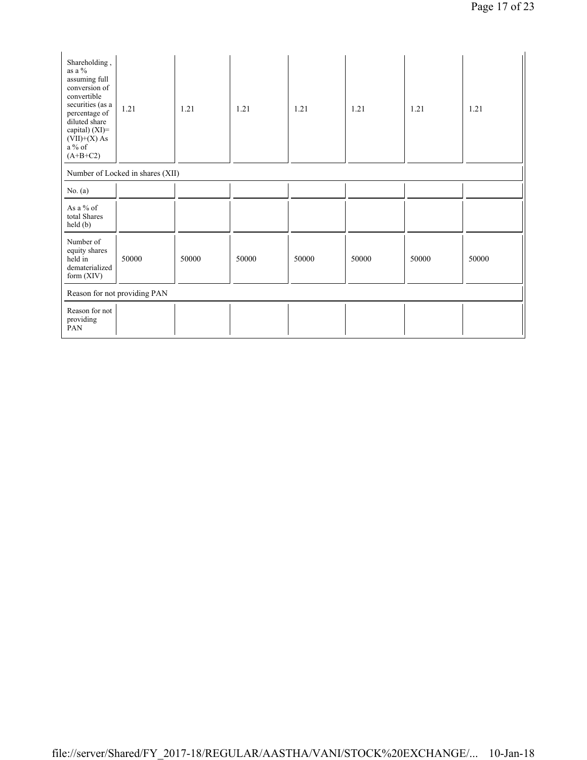| | | | | | | | |
|---|---|---|---|---|---|---|---|
| Shareholding , as a % assuming full conversion of convertible securities (as a percentage of diluted share capital) (XI)= (VII)+(X) As a % of (A+B+C2) | 1.21 | 1.21 | 1.21 | 1.21 | 1.21 | 1.21 | 1.21 |
| Number of Locked in shares (XII) | | | | | | | |
| No. (a) | | | | | | | |
| As a % of total Shares held (b) | | | | | | | |
| Number of equity shares held in dematerialized form (XIV) | 50000 | 50000 | 50000 | 50000 | 50000 | 50000 | 50000 |
| Reason for not providing PAN | | | | | | | |
| Reason for not providing PAN | | | | | | | |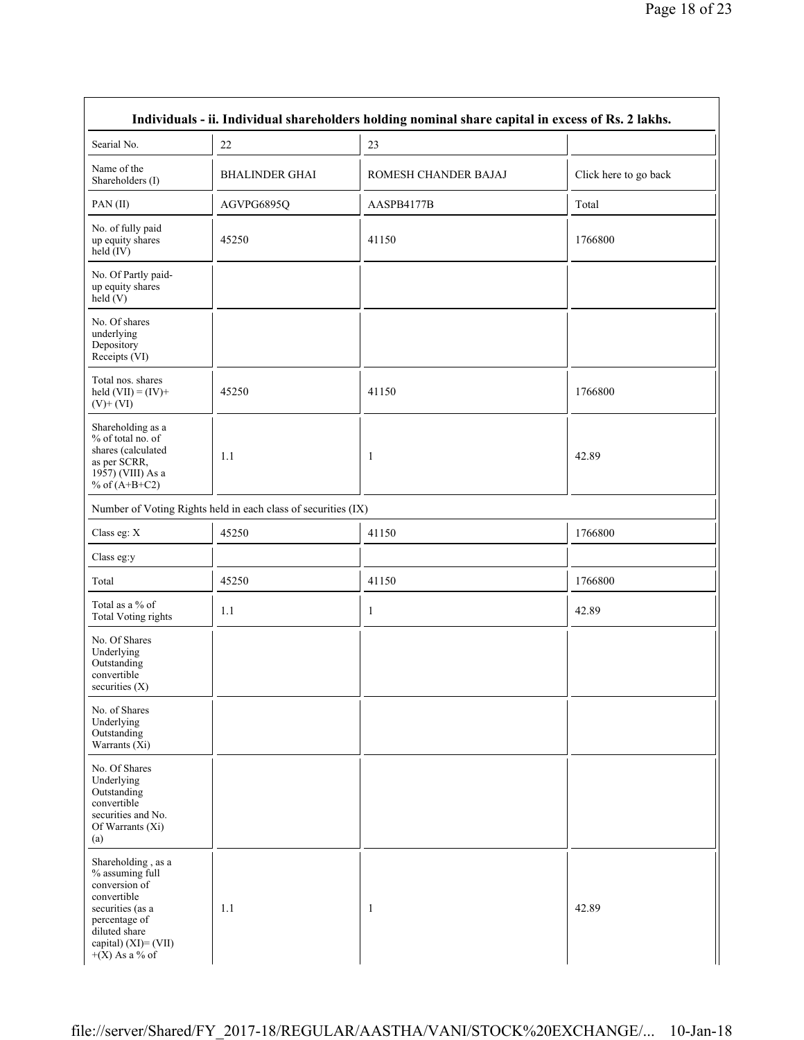| Individuals - ii. Individual shareholders holding nominal share capital in excess of Rs. 2 lakhs. | | | |
|---|---|---|---|
| Searial No. | 22 | 23 | |
| Name of the Shareholders (I) | BHALINDER GHAI | ROMESH CHANDER BAJAJ | Click here to go back |
| PAN (II) | AGVPG6895Q | AASPB4177B | Total |
| No. of fully paid up equity shares held (IV) | 45250 | 41150 | 1766800 |
| No. Of Partly paid-up equity shares held (V) | | | |
| No. Of shares underlying Depository Receipts (VI) | | | |
| Total nos. shares held (VII) = (IV)+ (V)+ (VI) | 45250 | 41150 | 1766800 |
| Shareholding as a % of total no. of shares (calculated as per SCRR, 1957) (VIII) As a % of (A+B+C2) | 1.1 | 1 | 42.89 |
| Number of Voting Rights held in each class of securities (IX) | | | |
| Class eg: X | 45250 | 41150 | 1766800 |
| Class eg:y | | | |
| Total | 45250 | 41150 | 1766800 |
| Total as a % of Total Voting rights | 1.1 | 1 | 42.89 |
| No. Of Shares Underlying Outstanding convertible securities (X) | | | |
| No. of Shares Underlying Outstanding Warrants (Xi) | | | |
| No. Of Shares Underlying Outstanding convertible securities and No. Of Warrants (Xi) (a) | | | |
| Shareholding , as a % assuming full conversion of convertible securities (as a percentage of diluted share capital) (XI)= (VII) +(X) As a % of | 1.1 | 1 | 42.89 |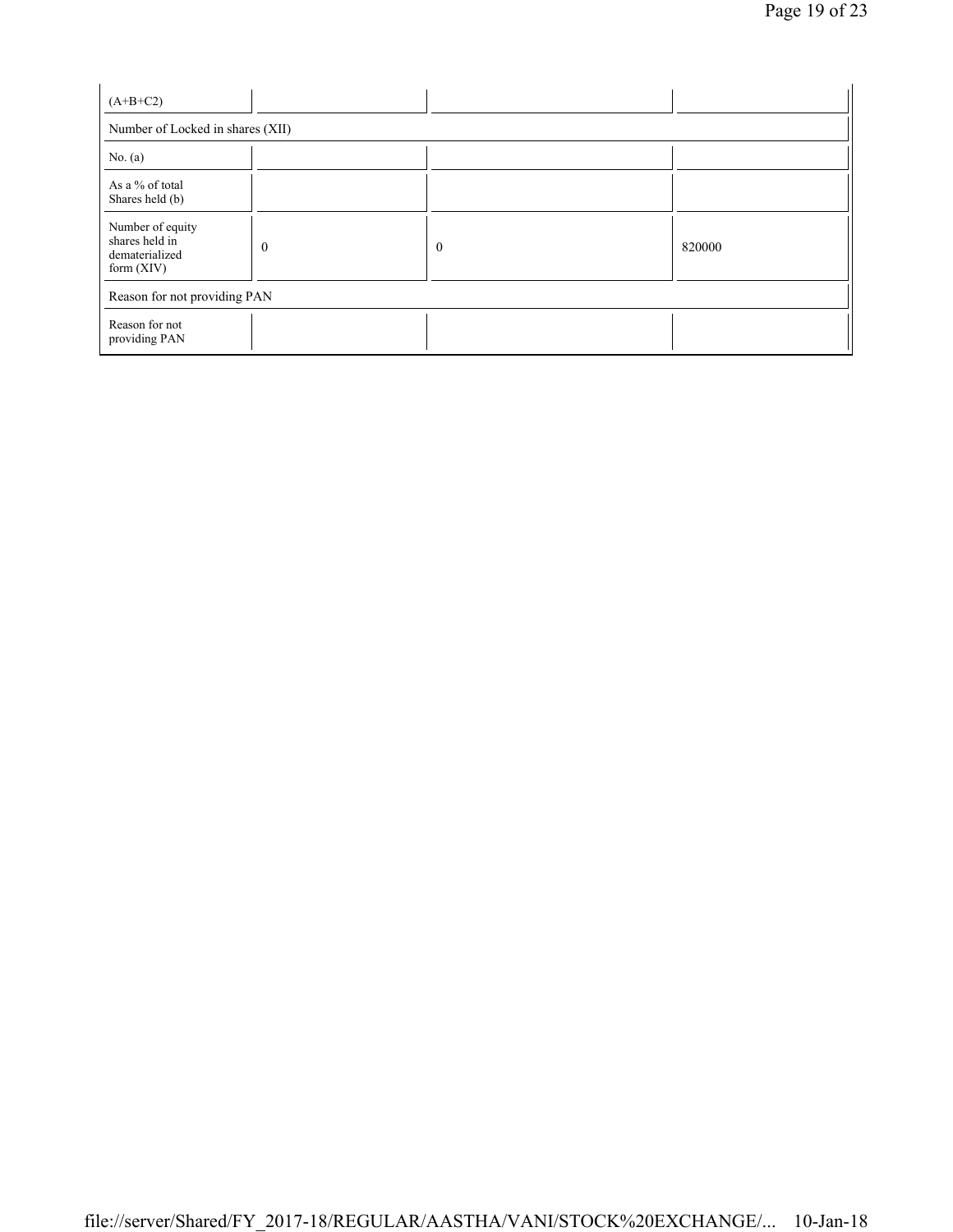| (A+B+C2) | | | |
|---|---|---|---|
| Number of Locked in shares (XII) | | | |
| No. (a) | | | |
| As a % of total Shares held (b) | | | |
| Number of equity shares held in dematerialized form (XIV) | 0 | 0 | 820000 |
| Reason for not providing PAN | | | |
| Reason for not providing PAN | | | |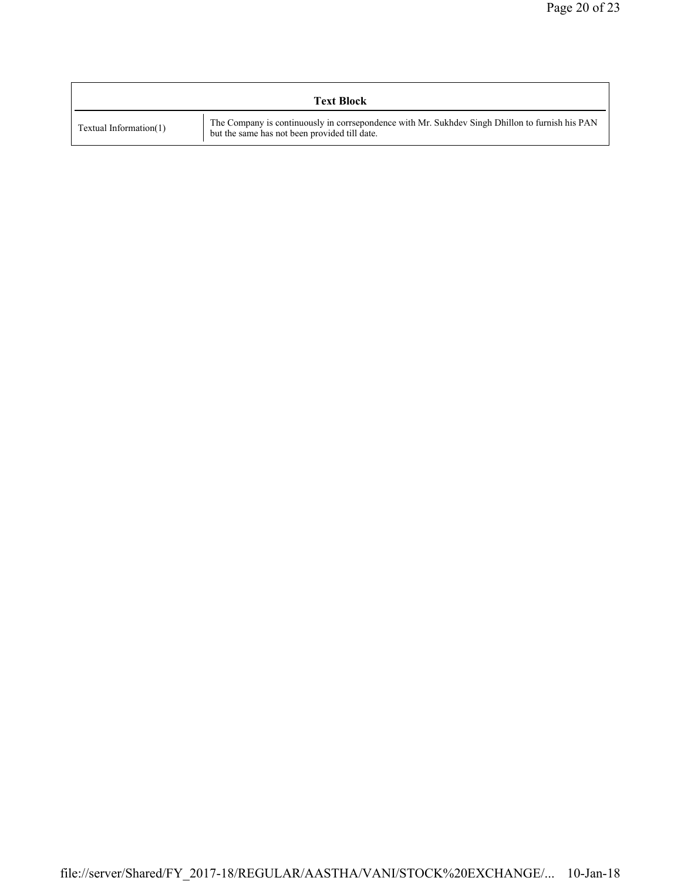| Text Block | |
|---|---|
| Textual Information(1) | The Company is continuously in corrsepondence with Mr. Sukhdev Singh Dhillon to furnish his PAN but the same has not been provided till date. |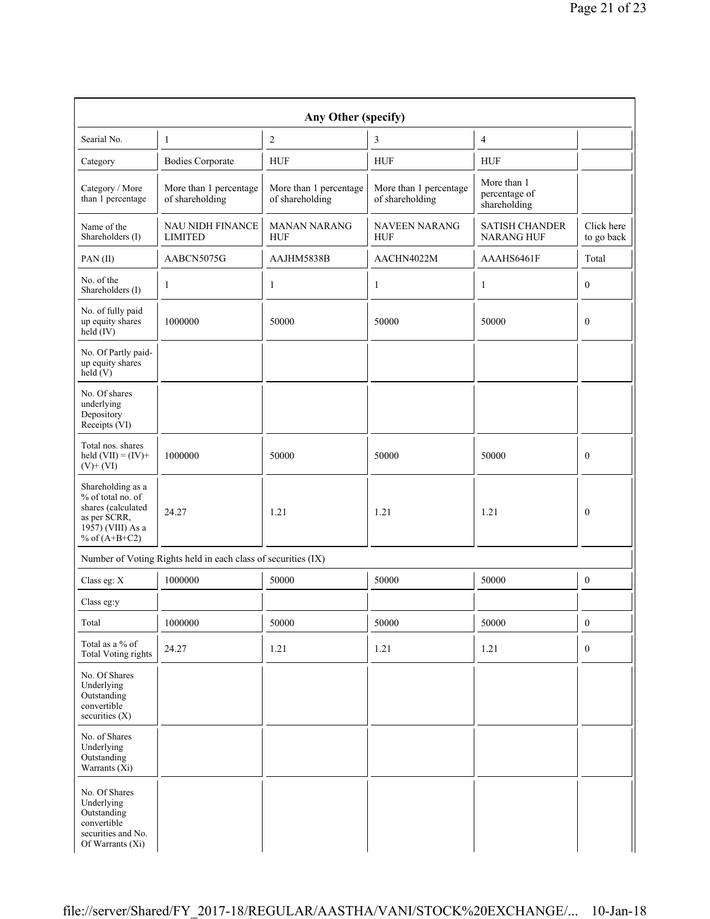| Any Other (specify) | | | | | |
|---|---|---|---|---|---|
| Searial No. | 1 | 2 | 3 | 4 | |
| Category | Bodies Corporate | HUF | HUF | HUF | |
| Category / More than 1 percentage | More than 1 percentage of shareholding | More than 1 percentage of shareholding | More than 1 percentage of shareholding | More than 1 percentage of shareholding | |
| Name of the Shareholders (I) | NAU NIDH FINANCE LIMITED | MANAN NARANG HUF | NAVEEN NARANG HUF | SATISH CHANDER NARANG HUF | Click here to go back |
| PAN (II) | AABCN5075G | AAJHM5838B | AACHN4022M | AAAHS6461F | Total |
| No. of the Shareholders (I) | 1 | 1 | 1 | 1 | 0 |
| No. of fully paid up equity shares held (IV) | 1000000 | 50000 | 50000 | 50000 | 0 |
| No. Of Partly paid-up equity shares held (V) | | | | | |
| No. Of shares underlying Depository Receipts (VI) | | | | | |
| Total nos. shares held (VII) = (IV)+ (V)+ (VI) | 1000000 | 50000 | 50000 | 50000 | 0 |
| Shareholding as a % of total no. of shares (calculated as per SCRR, 1957) (VIII) As a % of (A+B+C2) | 24.27 | 1.21 | 1.21 | 1.21 | 0 |
| Number of Voting Rights held in each class of securities (IX) | | | | | |
| Class eg: X | 1000000 | 50000 | 50000 | 50000 | 0 |
| Class eg:y | | | | | |
| Total | 1000000 | 50000 | 50000 | 50000 | 0 |
| Total as a % of Total Voting rights | 24.27 | 1.21 | 1.21 | 1.21 | 0 |
| No. Of Shares Underlying Outstanding convertible securities (X) | | | | | |
| No. of Shares Underlying Outstanding Warrants (Xi) | | | | | |
| No. Of Shares Underlying Outstanding convertible securities and No. Of Warrants (Xi) | | | | | |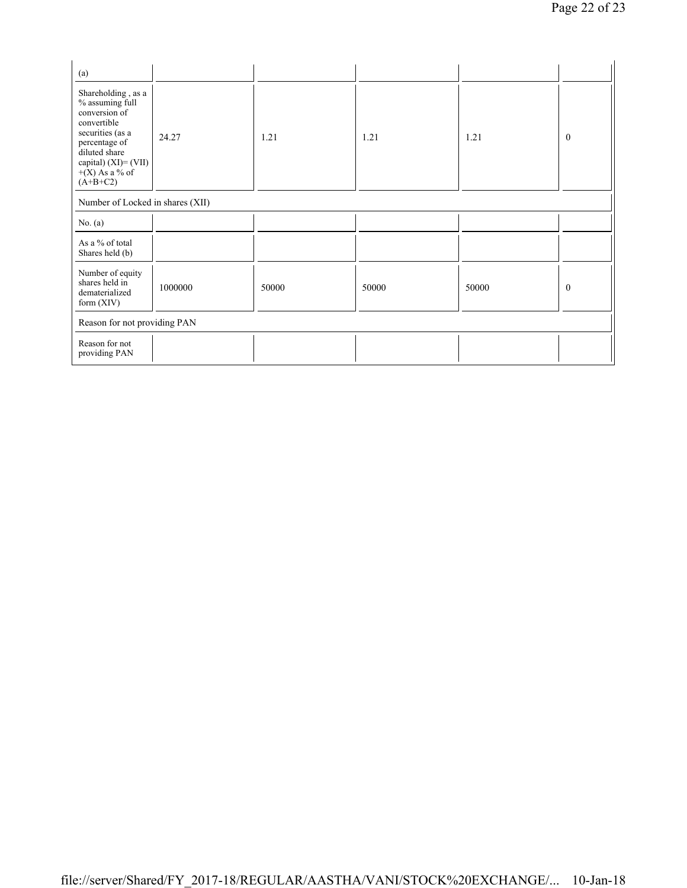| | | | | | |
|---|---|---|---|---|---|
| (a) | | | | | |
| Shareholding , as a % assuming full conversion of convertible securities (as a percentage of diluted share capital) (XI)= (VII)+(X) As a % of (A+B+C2) | 24.27 | 1.21 | 1.21 | 1.21 | 0 |
| Number of Locked in shares (XII) | | | | | |
| No. (a) | | | | | |
| As a % of total Shares held (b) | | | | | |
| Number of equity shares held in dematerialized form (XIV) | 1000000 | 50000 | 50000 | 50000 | 0 |
| Reason for not providing PAN | | | | | |
| Reason for not providing PAN | | | | | |

file://server/Shared/FY_2017-18/REGULAR/AASTHA/VANI/STOCK%20EXCHANGE/... 10-Jan-18